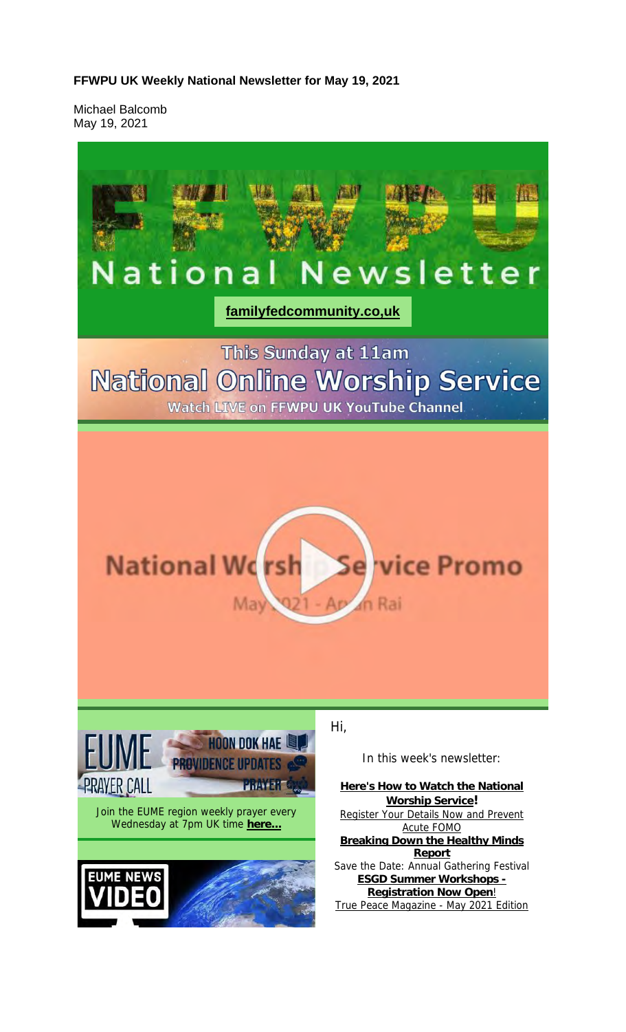**FFWPU UK Weekly National Newsletter for May 19, 2021**

Michael Balcomb
May 19, 2021

# FFWPU National Newsletter

**familyfedcommunity.co,uk**

This Sunday at 11am
## National Online Worship Service
Watch LIVE on FFWPU UK YouTube Channel

National Worship Service Promo
May 2021 - Aryan Rai

EUME PRAYER CALL
HOON DOK HAE
PROVIDENCE UPDATES
PRAYER

Join the EUME region weekly prayer every Wednesday at 7pm UK time **here...**

EUME NEWS VIDEO

Hi,

In this week's newsletter:

**Here's How to Watch the National Worship Service!**
Register Your Details Now and Prevent Acute FOMO
**Breaking Down the Healthy Minds Report**
Save the Date: Annual Gathering Festival
**ESGD Summer Workshops - Registration Now Open!**
True Peace Magazine - May 2021 Edition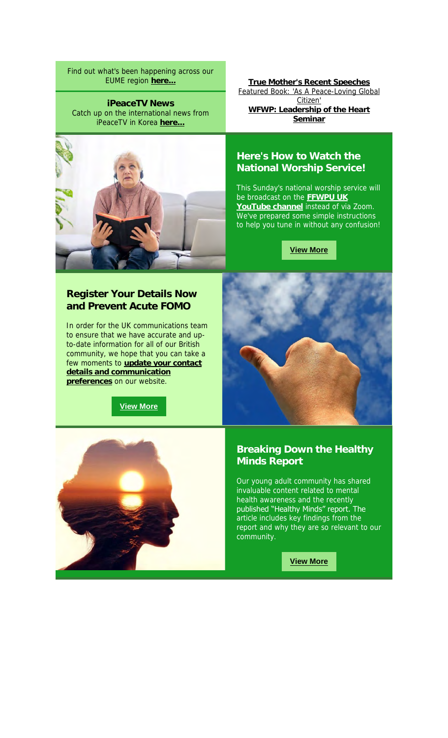Find out what's been happening across our EUME region **here...**

**iPeaceTV News**
Catch up on the international news from iPeaceTV in Korea **here...**

**True Mother's Recent Speeches**
Featured Book: 'As A Peace-Loving Global Citizen'
**WFWP: Leadership of the Heart Seminar**

## Here's How to Watch the National Worship Service!

This Sunday's national worship service will be broadcast on the **FFWPU UK YouTube channel** instead of via Zoom. We've prepared some simple instructions to help you tune in without any confusion!

**View More**

## Register Your Details Now and Prevent Acute FOMO

In order for the UK communications team to ensure that we have accurate and up-to-date information for all of our British community, we hope that you can take a few moments to **update your contact details and communication preferences** on our website.

**View More**

## Breaking Down the Healthy Minds Report

Our young adult community has shared invaluable content related to mental health awareness and the recently published "Healthy Minds" report. The article includes key findings from the report and why they are so relevant to our community.

**View More**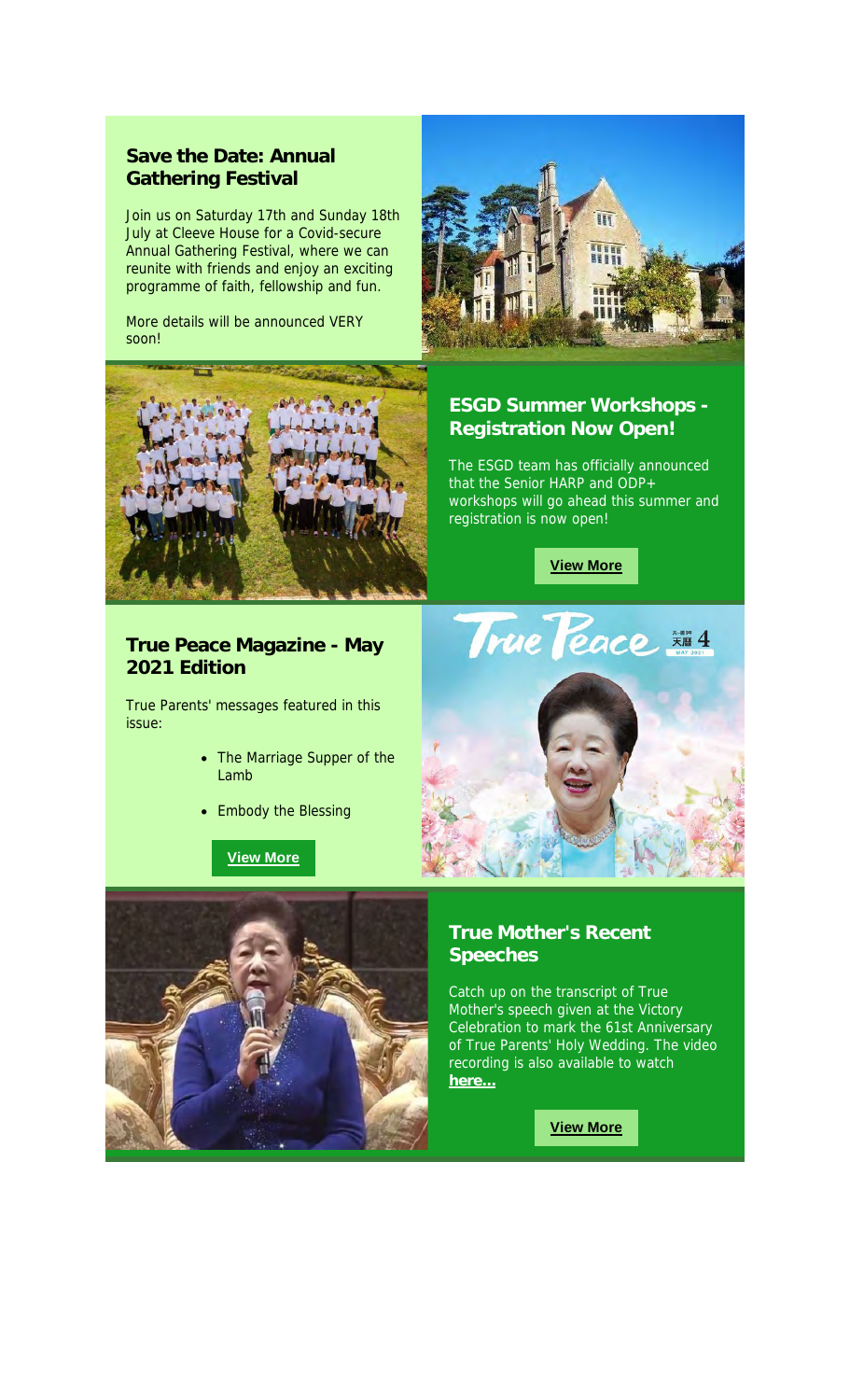## Save the Date: Annual Gathering Festival

Join us on Saturday 17th and Sunday 18th July at Cleeve House for a Covid-secure Annual Gathering Festival, where we can reunite with friends and enjoy an exciting programme of faith, fellowship and fun.

More details will be announced VERY soon!

## ESGD Summer Workshops - Registration Now Open!

The ESGD team has officially announced that the Senior HARP and ODP+ workshops will go ahead this summer and registration is now open!

**View More**

## True Peace Magazine - May 2021 Edition

True Parents' messages featured in this issue:

- The Marriage Supper of the Lamb
- Embody the Blessing

**View More**

## True Mother's Recent Speeches

Catch up on the transcript of True Mother's speech given at the Victory Celebration to mark the 61st Anniversary of True Parents' Holy Wedding. The video recording is also available to watch **here...**

**View More**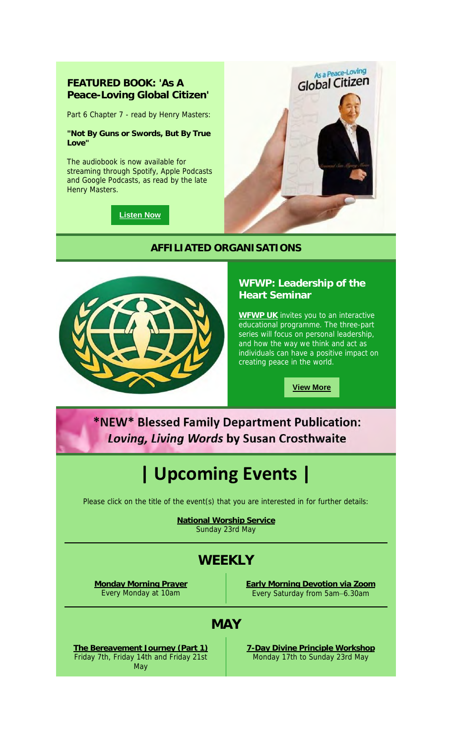### FEATURED BOOK: 'As A Peace-Loving Global Citizen'

Part 6 Chapter 7 - read by Henry Masters:

**"Not By Guns or Swords, But By True Love"**

The audiobook is now available for streaming through Spotify, Apple Podcasts and Google Podcasts, as read by the late Henry Masters.

**Listen Now**

## AFFILIATED ORGANISATIONS

### WFWP: Leadership of the Heart Seminar

**WFWP UK** invites you to an interactive educational programme. The three-part series will focus on personal leadership, and how the way we think and act as individuals can have a positive impact on creating peace in the world.

**View More**

## *NEW* Blessed Family Department Publication: *Loving, Living Words* by Susan Crosthwaite

# | Upcoming Events |

Please click on the title of the event(s) that you are interested in for further details:

**National Worship Service**
Sunday 23rd May

## WEEKLY

**Monday Morning Prayer**
Every Monday at 10am

**Early Morning Devotion via Zoom**
Every Saturday from 5am–6.30am

## MAY

**The Bereavement Journey (Part 1)**
Friday 7th, Friday 14th and Friday 21st May

**7-Day Divine Principle Workshop**
Monday 17th to Sunday 23rd May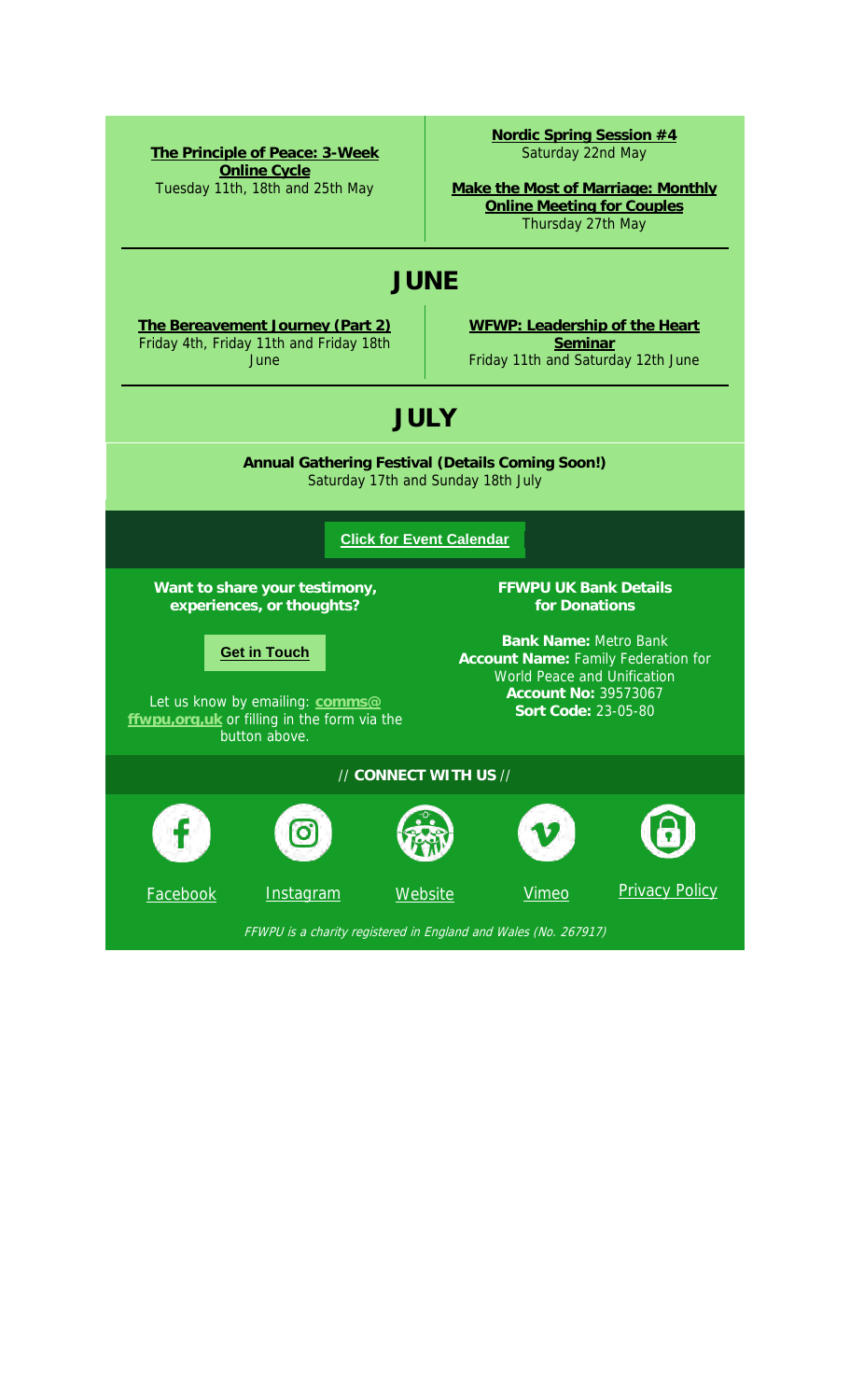**The Principle of Peace: 3-Week Online Cycle**
Tuesday 11th, 18th and 25th May

**Nordic Spring Session #4**
Saturday 22nd May

**Make the Most of Marriage: Monthly Online Meeting for Couples**
Thursday 27th May

## JUNE

**The Bereavement Journey (Part 2)**
Friday 4th, Friday 11th and Friday 18th June

**WFWP: Leadership of the Heart Seminar**
Friday 11th and Saturday 12th June

## JULY

**Annual Gathering Festival (Details Coming Soon!)**
Saturday 17th and Sunday 18th July

**Click for Event Calendar**

**Want to share your testimony, experiences, or thoughts?**

**Get in Touch**

Let us know by emailing: **comms@ffwpu.org.uk** or filling in the form via the button above.

**FFWPU UK Bank Details for Donations**

**Bank Name:** Metro Bank
**Account Name:** Family Federation for World Peace and Unification
**Account No:** 39573067
**Sort Code:** 23-05-80

// **CONNECT WITH US** //

Facebook | Instagram | Website | Vimeo | Privacy Policy

*FFWPU is a charity registered in England and Wales (No. 267917)*